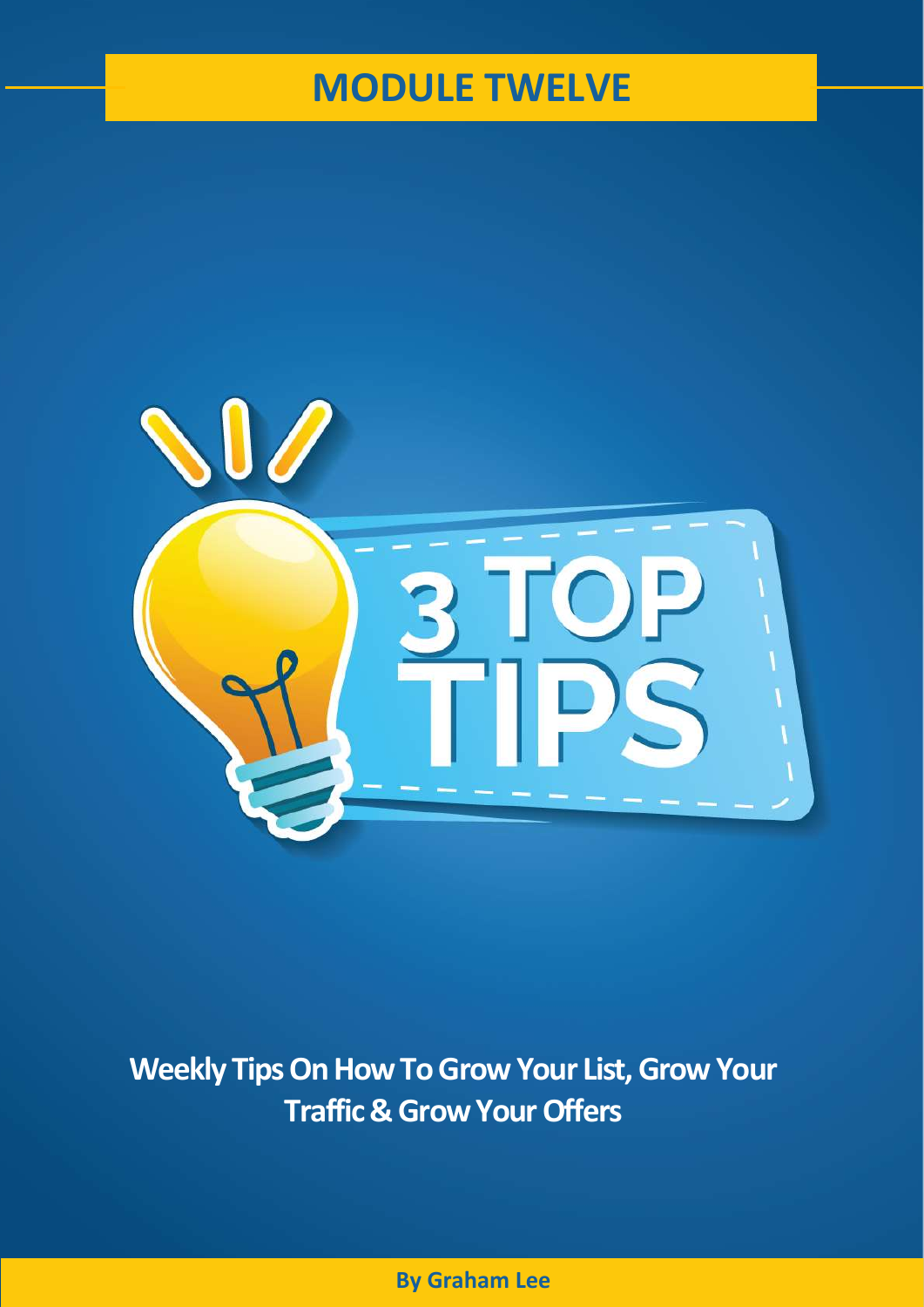# MODULE TWELVE

## 3 TOP TIPS

**Weekly Tips On How To Grow Your List, Grow Your Traffic & Grow Your Offers**

**By Graham Lee**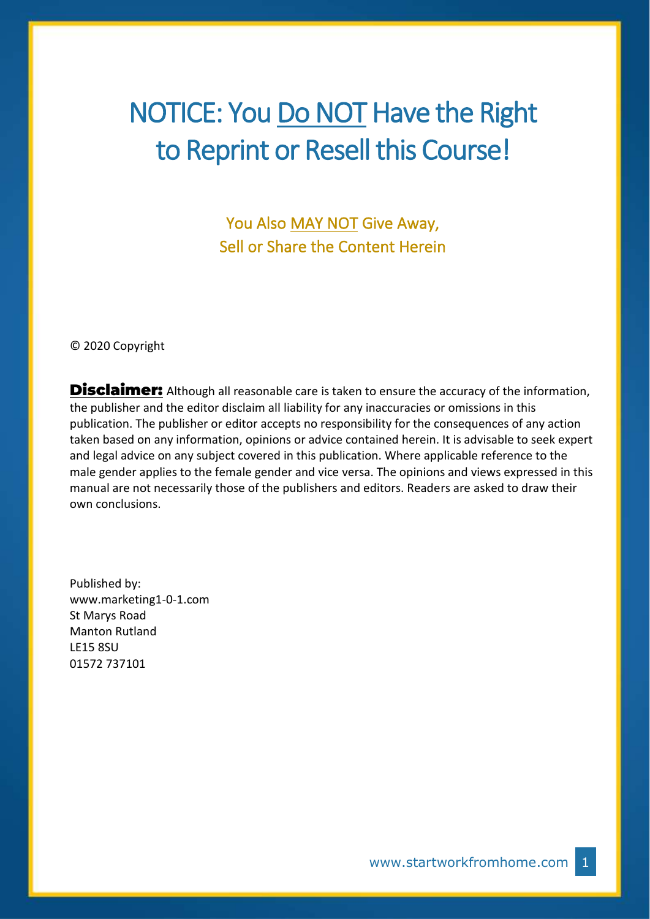# NOTICE: You Do NOT Have the Right to Reprint or Resell this Course!

## You Also MAY NOT Give Away, Sell or Share the Content Herein

© 2020 Copyright

**Disclaimer:** Although all reasonable care is taken to ensure the accuracy of the information, the publisher and the editor disclaim all liability for any inaccuracies or omissions in this publication. The publisher or editor accepts no responsibility for the consequences of any action taken based on any information, opinions or advice contained herein. It is advisable to seek expert and legal advice on any subject covered in this publication. Where applicable reference to the male gender applies to the female gender and vice versa. The opinions and views expressed in this manual are not necessarily those of the publishers and editors. Readers are asked to draw their own conclusions.

Published by:
www.marketing1-0-1.com
St Marys Road
Manton Rutland
LE15 8SU
01572 737101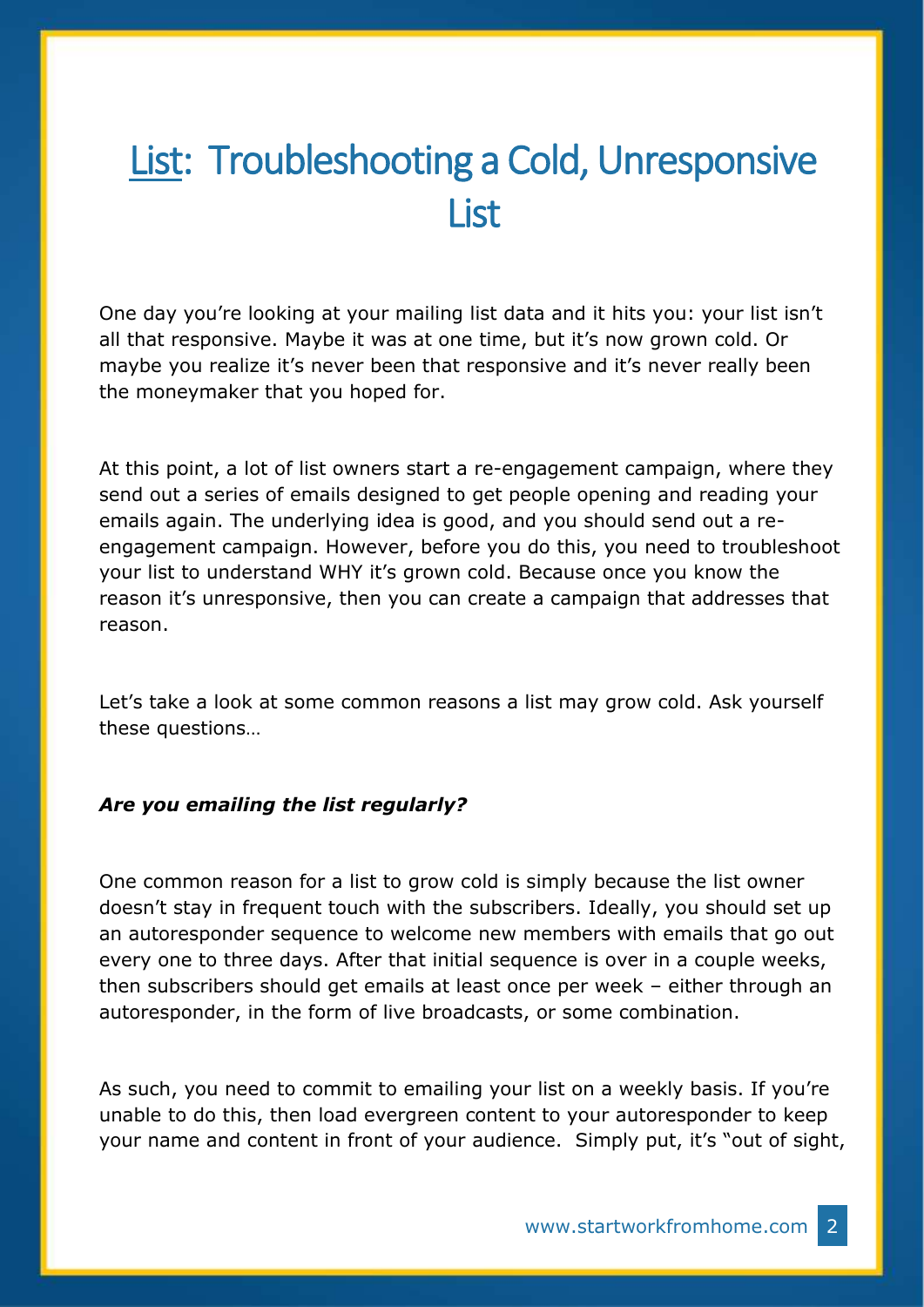# <u>List</u>: Troubleshooting a Cold, Unresponsive List

One day you're looking at your mailing list data and it hits you: your list isn't all that responsive. Maybe it was at one time, but it's now grown cold. Or maybe you realize it's never been that responsive and it's never really been the moneymaker that you hoped for.

At this point, a lot of list owners start a re-engagement campaign, where they send out a series of emails designed to get people opening and reading your emails again. The underlying idea is good, and you should send out a re-engagement campaign. However, before you do this, you need to troubleshoot your list to understand WHY it's grown cold. Because once you know the reason it's unresponsive, then you can create a campaign that addresses that reason.

Let's take a look at some common reasons a list may grow cold. Ask yourself these questions…

***Are you emailing the list regularly?***

One common reason for a list to grow cold is simply because the list owner doesn't stay in frequent touch with the subscribers. Ideally, you should set up an autoresponder sequence to welcome new members with emails that go out every one to three days. After that initial sequence is over in a couple weeks, then subscribers should get emails at least once per week – either through an autoresponder, in the form of live broadcasts, or some combination.

As such, you need to commit to emailing your list on a weekly basis. If you're unable to do this, then load evergreen content to your autoresponder to keep your name and content in front of your audience. Simply put, it's "out of sight,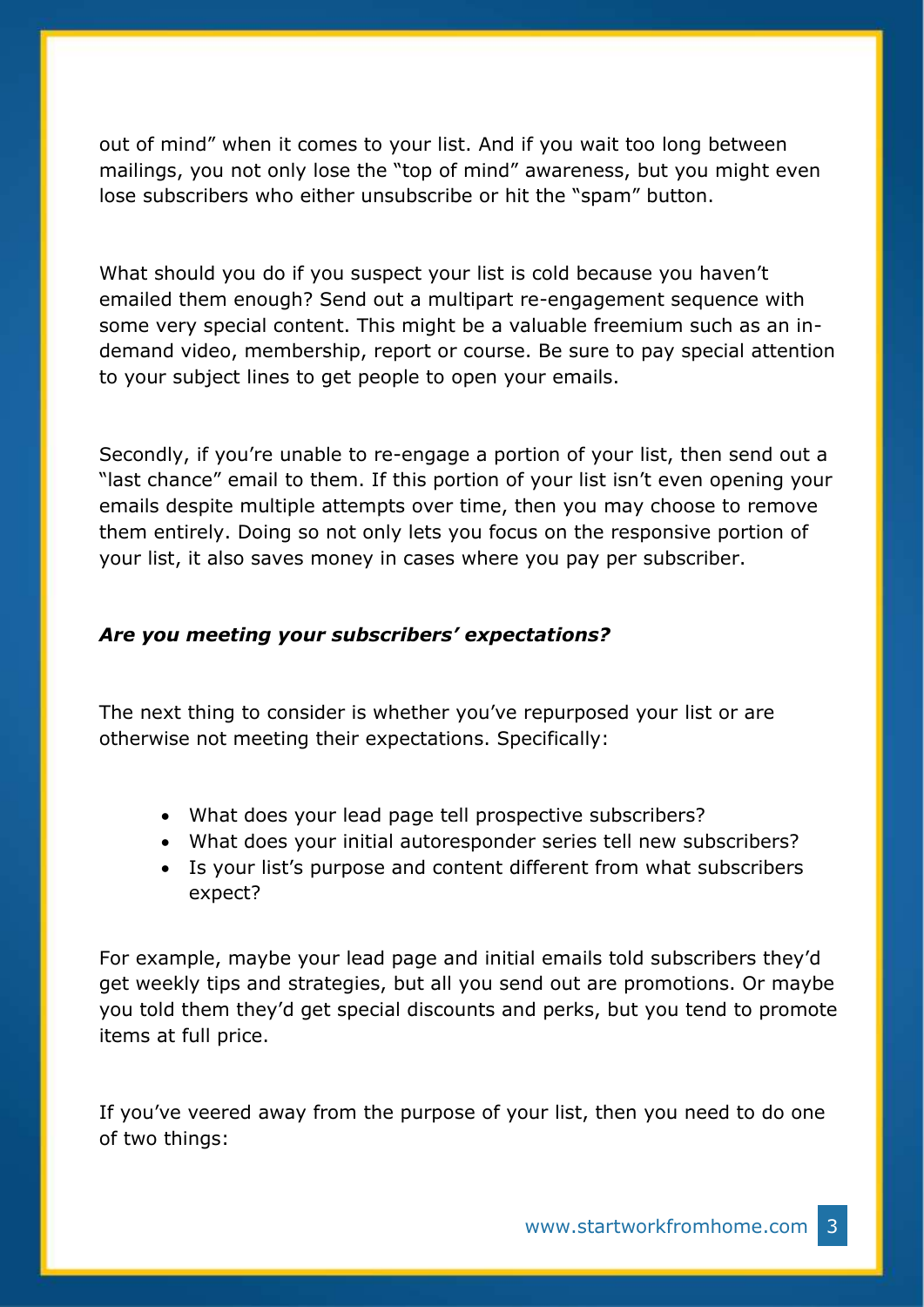out of mind" when it comes to your list. And if you wait too long between mailings, you not only lose the "top of mind" awareness, but you might even lose subscribers who either unsubscribe or hit the "spam" button.

What should you do if you suspect your list is cold because you haven't emailed them enough? Send out a multipart re-engagement sequence with some very special content. This might be a valuable freemium such as an in-demand video, membership, report or course. Be sure to pay special attention to your subject lines to get people to open your emails.

Secondly, if you're unable to re-engage a portion of your list, then send out a "last chance" email to them. If this portion of your list isn't even opening your emails despite multiple attempts over time, then you may choose to remove them entirely. Doing so not only lets you focus on the responsive portion of your list, it also saves money in cases where you pay per subscriber.

### *Are you meeting your subscribers' expectations?*

The next thing to consider is whether you've repurposed your list or are otherwise not meeting their expectations. Specifically:

- What does your lead page tell prospective subscribers?
- What does your initial autoresponder series tell new subscribers?
- Is your list's purpose and content different from what subscribers expect?

For example, maybe your lead page and initial emails told subscribers they'd get weekly tips and strategies, but all you send out are promotions. Or maybe you told them they'd get special discounts and perks, but you tend to promote items at full price.

If you've veered away from the purpose of your list, then you need to do one of two things: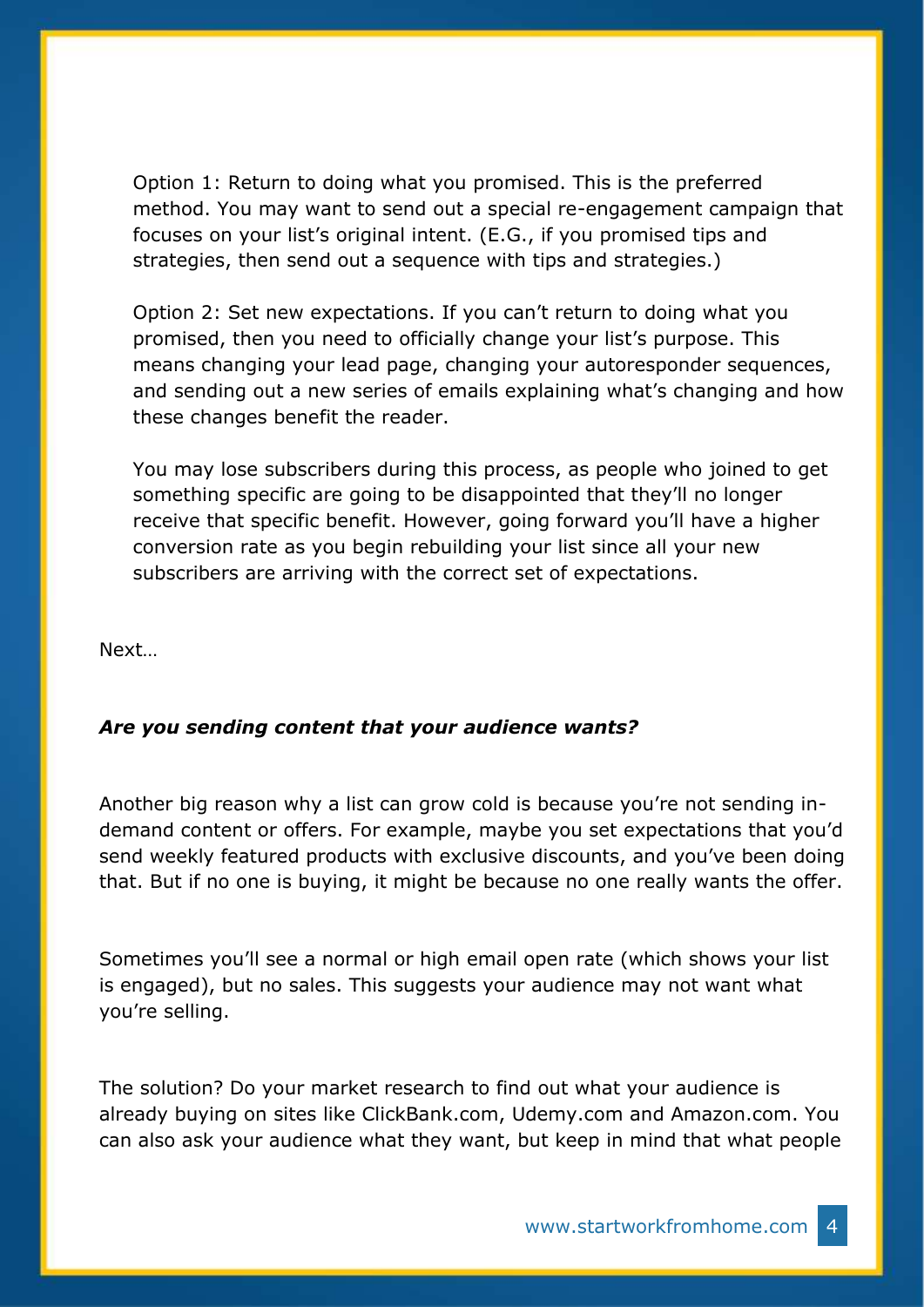Option 1: Return to doing what you promised. This is the preferred method. You may want to send out a special re-engagement campaign that focuses on your list's original intent. (E.G., if you promised tips and strategies, then send out a sequence with tips and strategies.)

Option 2: Set new expectations. If you can't return to doing what you promised, then you need to officially change your list's purpose. This means changing your lead page, changing your autoresponder sequences, and sending out a new series of emails explaining what's changing and how these changes benefit the reader.

You may lose subscribers during this process, as people who joined to get something specific are going to be disappointed that they'll no longer receive that specific benefit. However, going forward you'll have a higher conversion rate as you begin rebuilding your list since all your new subscribers are arriving with the correct set of expectations.

Next…

***Are you sending content that your audience wants?***

Another big reason why a list can grow cold is because you're not sending in-demand content or offers. For example, maybe you set expectations that you'd send weekly featured products with exclusive discounts, and you've been doing that. But if no one is buying, it might be because no one really wants the offer.

Sometimes you'll see a normal or high email open rate (which shows your list is engaged), but no sales. This suggests your audience may not want what you're selling.

The solution? Do your market research to find out what your audience is already buying on sites like ClickBank.com, Udemy.com and Amazon.com. You can also ask your audience what they want, but keep in mind that what people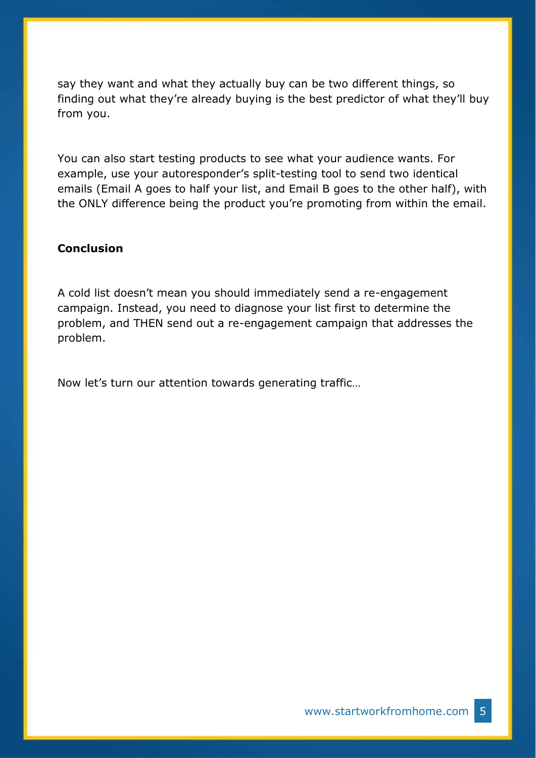say they want and what they actually buy can be two different things, so finding out what they're already buying is the best predictor of what they'll buy from you.

You can also start testing products to see what your audience wants. For example, use your autoresponder's split-testing tool to send two identical emails (Email A goes to half your list, and Email B goes to the other half), with the ONLY difference being the product you're promoting from within the email.

**Conclusion**

A cold list doesn't mean you should immediately send a re-engagement campaign. Instead, you need to diagnose your list first to determine the problem, and THEN send out a re-engagement campaign that addresses the problem.

Now let's turn our attention towards generating traffic…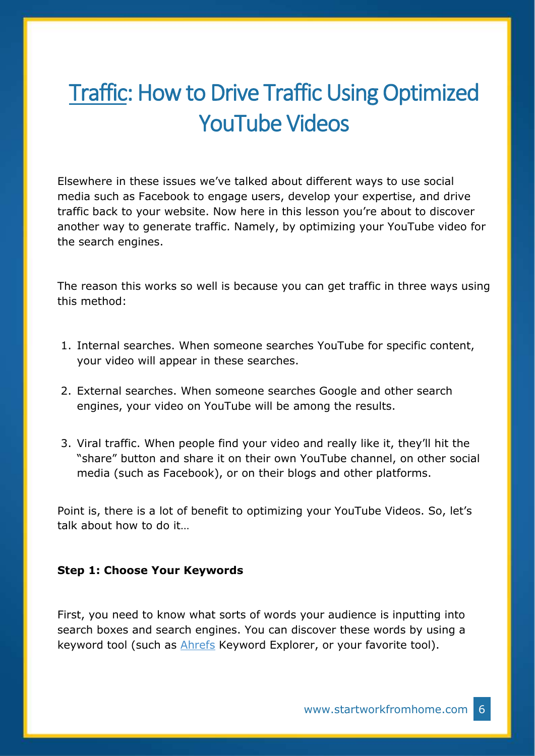# Traffic: How to Drive Traffic Using Optimized YouTube Videos

Elsewhere in these issues we've talked about different ways to use social media such as Facebook to engage users, develop your expertise, and drive traffic back to your website. Now here in this lesson you're about to discover another way to generate traffic. Namely, by optimizing your YouTube video for the search engines.

The reason this works so well is because you can get traffic in three ways using this method:

1. Internal searches. When someone searches YouTube for specific content, your video will appear in these searches.
2. External searches. When someone searches Google and other search engines, your video on YouTube will be among the results.
3. Viral traffic. When people find your video and really like it, they'll hit the "share" button and share it on their own YouTube channel, on other social media (such as Facebook), or on their blogs and other platforms.

Point is, there is a lot of benefit to optimizing your YouTube Videos. So, let's talk about how to do it…

**Step 1: Choose Your Keywords**

First, you need to know what sorts of words your audience is inputting into search boxes and search engines. You can discover these words by using a keyword tool (such as Ahrefs Keyword Explorer, or your favorite tool).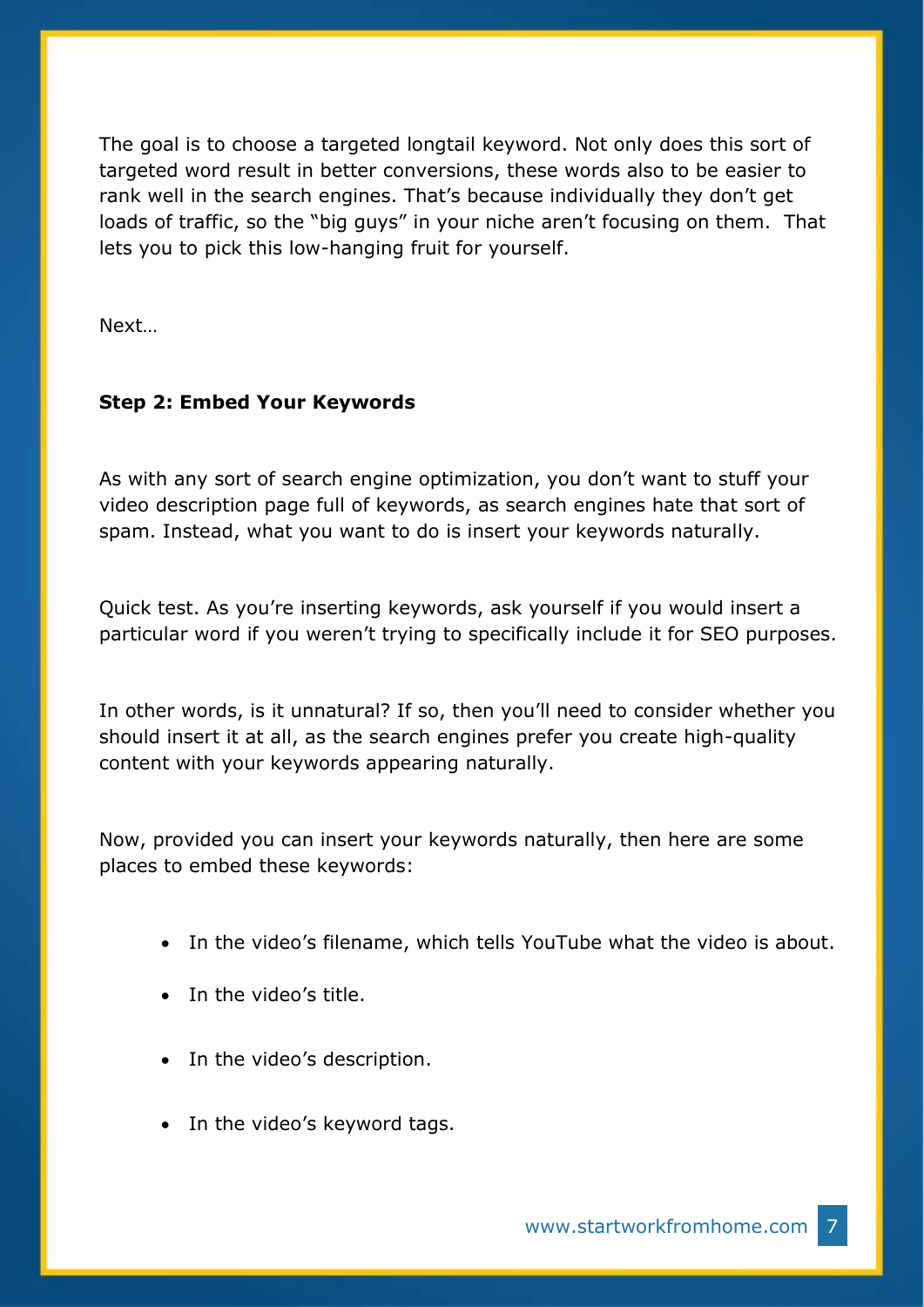The goal is to choose a targeted longtail keyword. Not only does this sort of targeted word result in better conversions, these words also to be easier to rank well in the search engines. That's because individually they don't get loads of traffic, so the "big guys" in your niche aren't focusing on them. That lets you to pick this low-hanging fruit for yourself.

Next…

**Step 2: Embed Your Keywords**

As with any sort of search engine optimization, you don't want to stuff your video description page full of keywords, as search engines hate that sort of spam. Instead, what you want to do is insert your keywords naturally.

Quick test. As you're inserting keywords, ask yourself if you would insert a particular word if you weren't trying to specifically include it for SEO purposes.

In other words, is it unnatural? If so, then you'll need to consider whether you should insert it at all, as the search engines prefer you create high-quality content with your keywords appearing naturally.

Now, provided you can insert your keywords naturally, then here are some places to embed these keywords:

- In the video's filename, which tells YouTube what the video is about.
- In the video's title.
- In the video's description.
- In the video's keyword tags.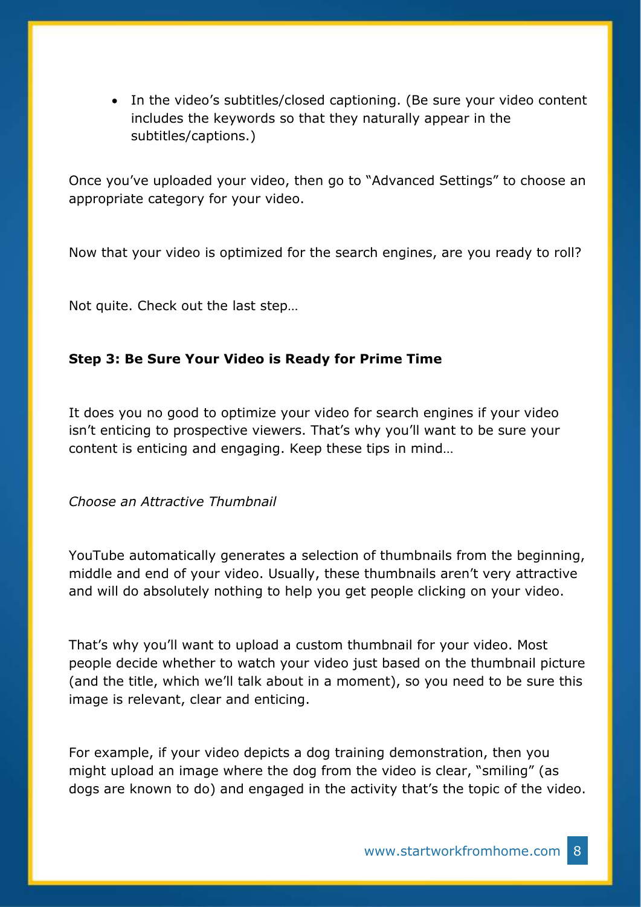- In the video's subtitles/closed captioning. (Be sure your video content includes the keywords so that they naturally appear in the subtitles/captions.)

Once you've uploaded your video, then go to "Advanced Settings" to choose an appropriate category for your video.

Now that your video is optimized for the search engines, are you ready to roll?

Not quite. Check out the last step…

**Step 3: Be Sure Your Video is Ready for Prime Time**

It does you no good to optimize your video for search engines if your video isn't enticing to prospective viewers. That's why you'll want to be sure your content is enticing and engaging. Keep these tips in mind…

*Choose an Attractive Thumbnail*

YouTube automatically generates a selection of thumbnails from the beginning, middle and end of your video. Usually, these thumbnails aren't very attractive and will do absolutely nothing to help you get people clicking on your video.

That's why you'll want to upload a custom thumbnail for your video. Most people decide whether to watch your video just based on the thumbnail picture (and the title, which we'll talk about in a moment), so you need to be sure this image is relevant, clear and enticing.

For example, if your video depicts a dog training demonstration, then you might upload an image where the dog from the video is clear, "smiling" (as dogs are known to do) and engaged in the activity that's the topic of the video.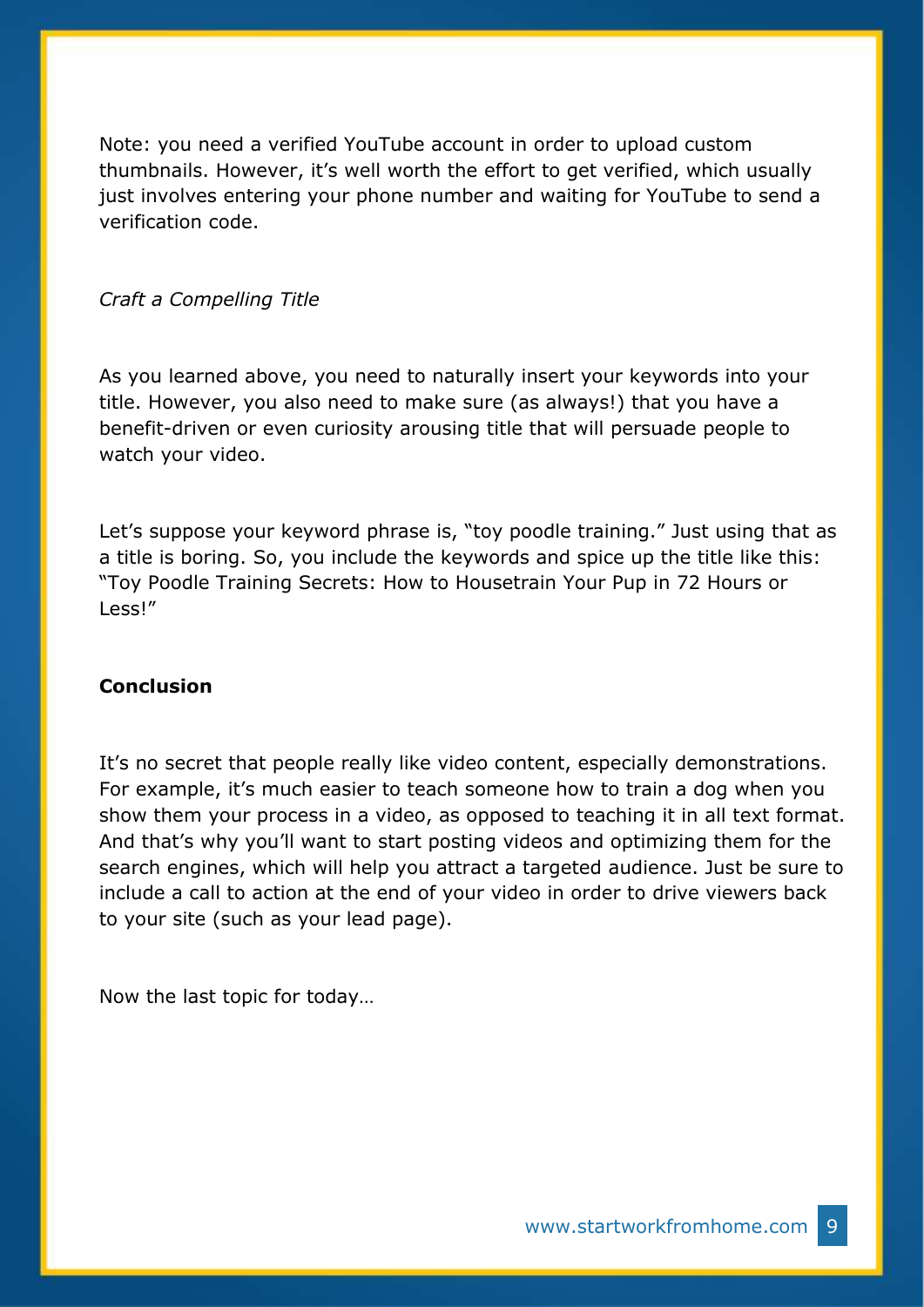Note: you need a verified YouTube account in order to upload custom thumbnails. However, it's well worth the effort to get verified, which usually just involves entering your phone number and waiting for YouTube to send a verification code.

*Craft a Compelling Title*

As you learned above, you need to naturally insert your keywords into your title. However, you also need to make sure (as always!) that you have a benefit-driven or even curiosity arousing title that will persuade people to watch your video.

Let's suppose your keyword phrase is, "toy poodle training." Just using that as a title is boring. So, you include the keywords and spice up the title like this: "Toy Poodle Training Secrets: How to Housetrain Your Pup in 72 Hours or Less!"

**Conclusion**

It's no secret that people really like video content, especially demonstrations. For example, it's much easier to teach someone how to train a dog when you show them your process in a video, as opposed to teaching it in all text format. And that's why you'll want to start posting videos and optimizing them for the search engines, which will help you attract a targeted audience. Just be sure to include a call to action at the end of your video in order to drive viewers back to your site (such as your lead page).

Now the last topic for today…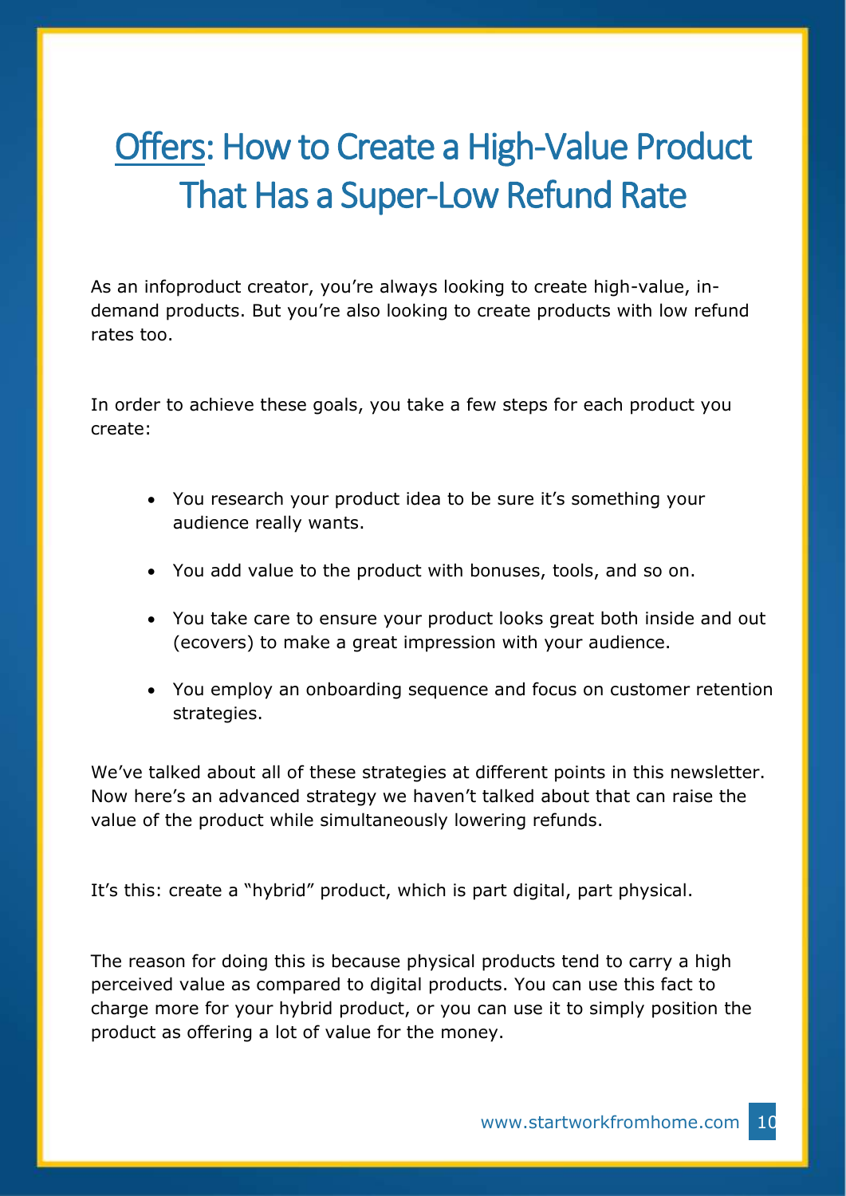# Offers: How to Create a High-Value Product That Has a Super-Low Refund Rate

As an infoproduct creator, you're always looking to create high-value, in-demand products. But you're also looking to create products with low refund rates too.

In order to achieve these goals, you take a few steps for each product you create:

- You research your product idea to be sure it's something your audience really wants.
- You add value to the product with bonuses, tools, and so on.
- You take care to ensure your product looks great both inside and out (ecovers) to make a great impression with your audience.
- You employ an onboarding sequence and focus on customer retention strategies.

We've talked about all of these strategies at different points in this newsletter. Now here's an advanced strategy we haven't talked about that can raise the value of the product while simultaneously lowering refunds.

It's this: create a "hybrid" product, which is part digital, part physical.

The reason for doing this is because physical products tend to carry a high perceived value as compared to digital products. You can use this fact to charge more for your hybrid product, or you can use it to simply position the product as offering a lot of value for the money.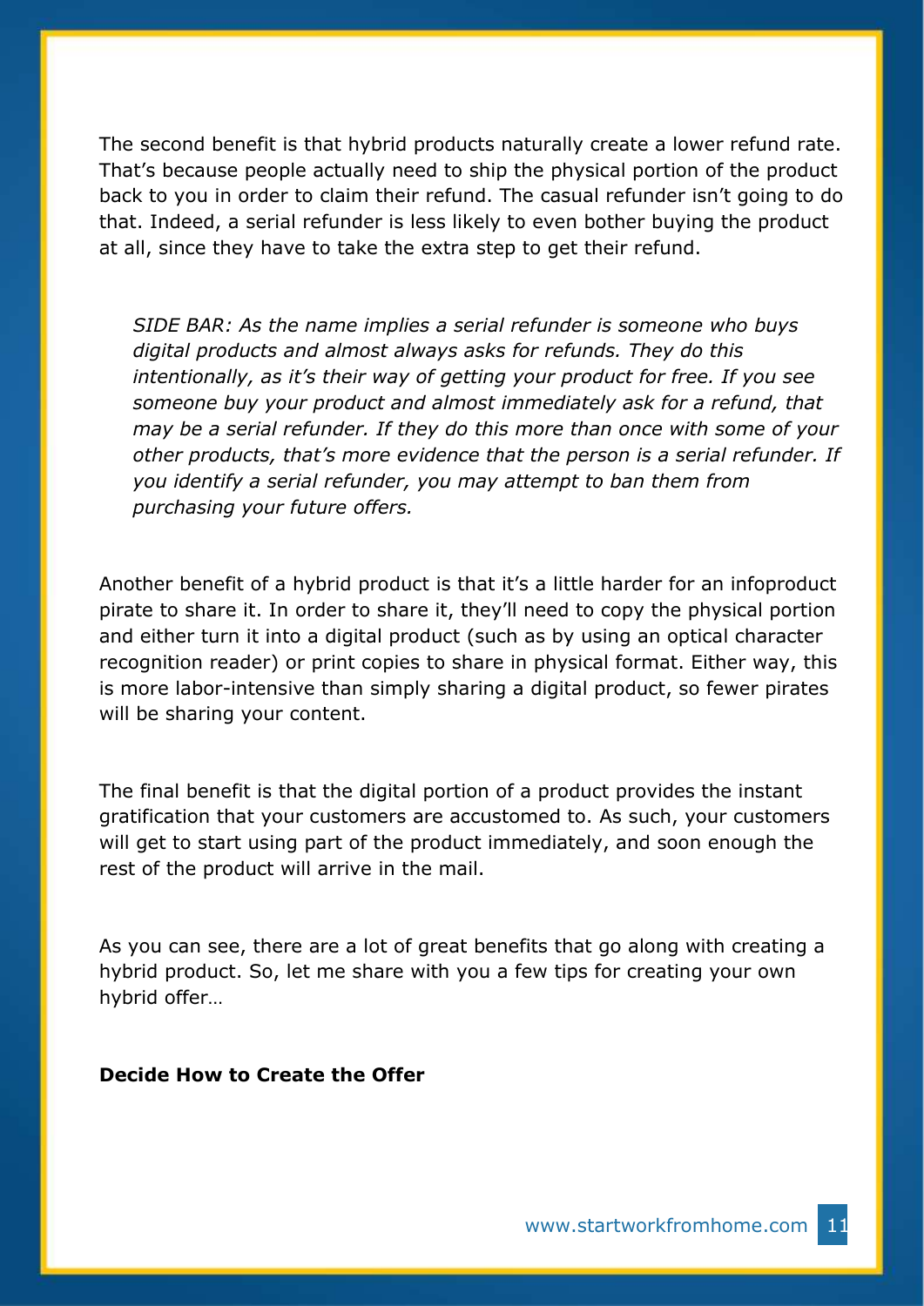The second benefit is that hybrid products naturally create a lower refund rate. That's because people actually need to ship the physical portion of the product back to you in order to claim their refund. The casual refunder isn't going to do that. Indeed, a serial refunder is less likely to even bother buying the product at all, since they have to take the extra step to get their refund.

*SIDE BAR: As the name implies a serial refunder is someone who buys digital products and almost always asks for refunds. They do this intentionally, as it's their way of getting your product for free. If you see someone buy your product and almost immediately ask for a refund, that may be a serial refunder. If they do this more than once with some of your other products, that's more evidence that the person is a serial refunder. If you identify a serial refunder, you may attempt to ban them from purchasing your future offers.*

Another benefit of a hybrid product is that it's a little harder for an infoproduct pirate to share it. In order to share it, they'll need to copy the physical portion and either turn it into a digital product (such as by using an optical character recognition reader) or print copies to share in physical format. Either way, this is more labor-intensive than simply sharing a digital product, so fewer pirates will be sharing your content.

The final benefit is that the digital portion of a product provides the instant gratification that your customers are accustomed to. As such, your customers will get to start using part of the product immediately, and soon enough the rest of the product will arrive in the mail.

As you can see, there are a lot of great benefits that go along with creating a hybrid product. So, let me share with you a few tips for creating your own hybrid offer…

**Decide How to Create the Offer**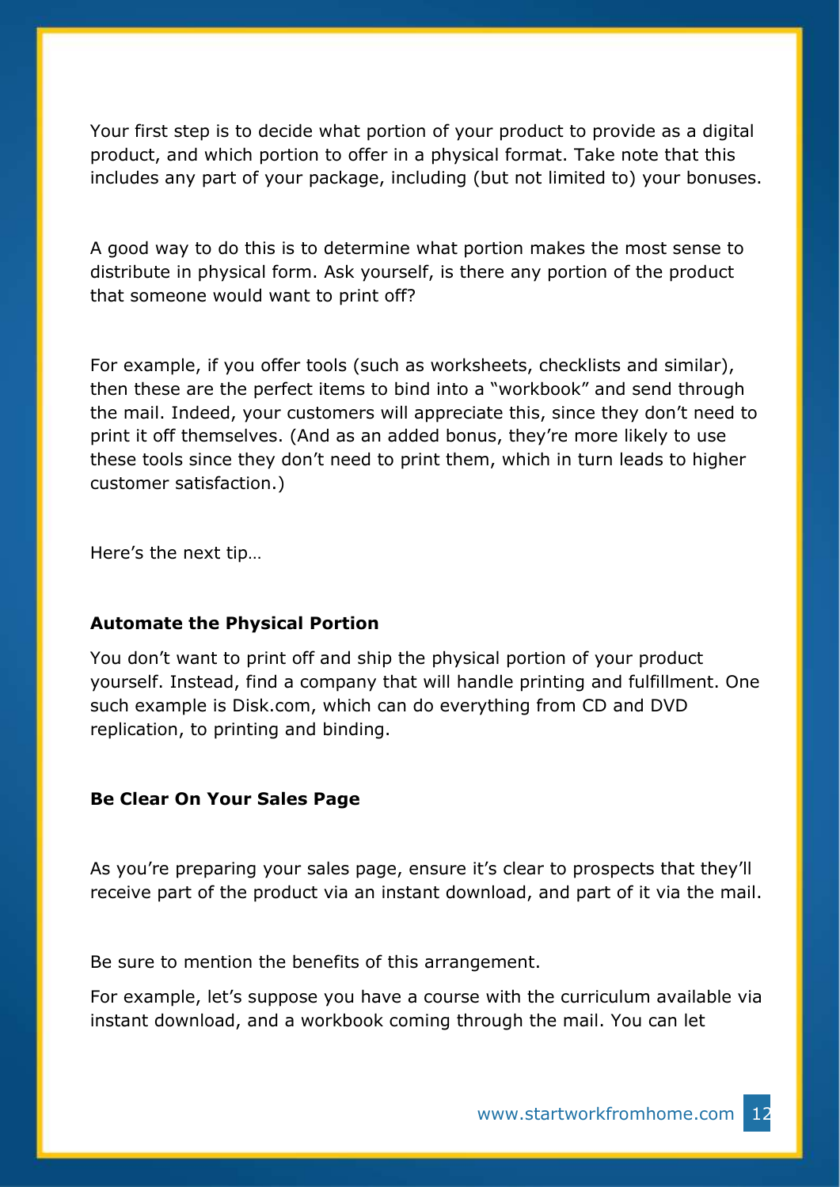Your first step is to decide what portion of your product to provide as a digital product, and which portion to offer in a physical format. Take note that this includes any part of your package, including (but not limited to) your bonuses.

A good way to do this is to determine what portion makes the most sense to distribute in physical form. Ask yourself, is there any portion of the product that someone would want to print off?

For example, if you offer tools (such as worksheets, checklists and similar), then these are the perfect items to bind into a "workbook" and send through the mail. Indeed, your customers will appreciate this, since they don't need to print it off themselves. (And as an added bonus, they're more likely to use these tools since they don't need to print them, which in turn leads to higher customer satisfaction.)

Here's the next tip…

**Automate the Physical Portion**

You don't want to print off and ship the physical portion of your product yourself. Instead, find a company that will handle printing and fulfillment. One such example is Disk.com, which can do everything from CD and DVD replication, to printing and binding.

**Be Clear On Your Sales Page**

As you're preparing your sales page, ensure it's clear to prospects that they'll receive part of the product via an instant download, and part of it via the mail.

Be sure to mention the benefits of this arrangement.

For example, let's suppose you have a course with the curriculum available via instant download, and a workbook coming through the mail. You can let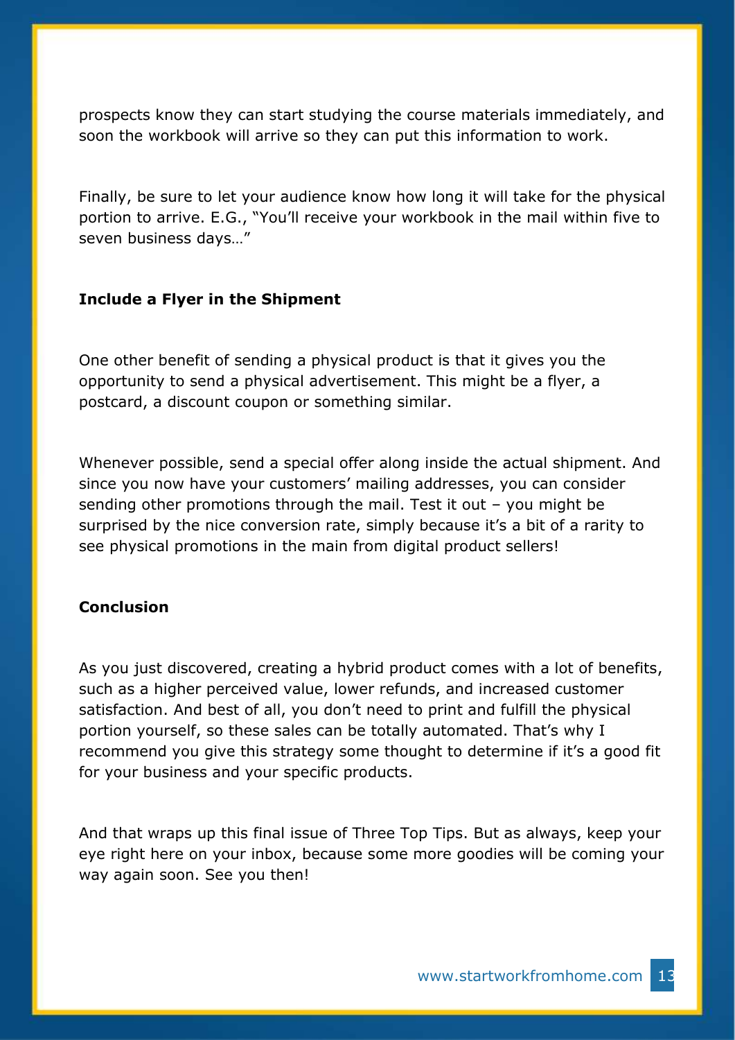prospects know they can start studying the course materials immediately, and soon the workbook will arrive so they can put this information to work.

Finally, be sure to let your audience know how long it will take for the physical portion to arrive. E.G., "You'll receive your workbook in the mail within five to seven business days…"

**Include a Flyer in the Shipment**

One other benefit of sending a physical product is that it gives you the opportunity to send a physical advertisement. This might be a flyer, a postcard, a discount coupon or something similar.

Whenever possible, send a special offer along inside the actual shipment. And since you now have your customers' mailing addresses, you can consider sending other promotions through the mail. Test it out – you might be surprised by the nice conversion rate, simply because it's a bit of a rarity to see physical promotions in the main from digital product sellers!

**Conclusion**

As you just discovered, creating a hybrid product comes with a lot of benefits, such as a higher perceived value, lower refunds, and increased customer satisfaction. And best of all, you don't need to print and fulfill the physical portion yourself, so these sales can be totally automated. That's why I recommend you give this strategy some thought to determine if it's a good fit for your business and your specific products.

And that wraps up this final issue of Three Top Tips. But as always, keep your eye right here on your inbox, because some more goodies will be coming your way again soon. See you then!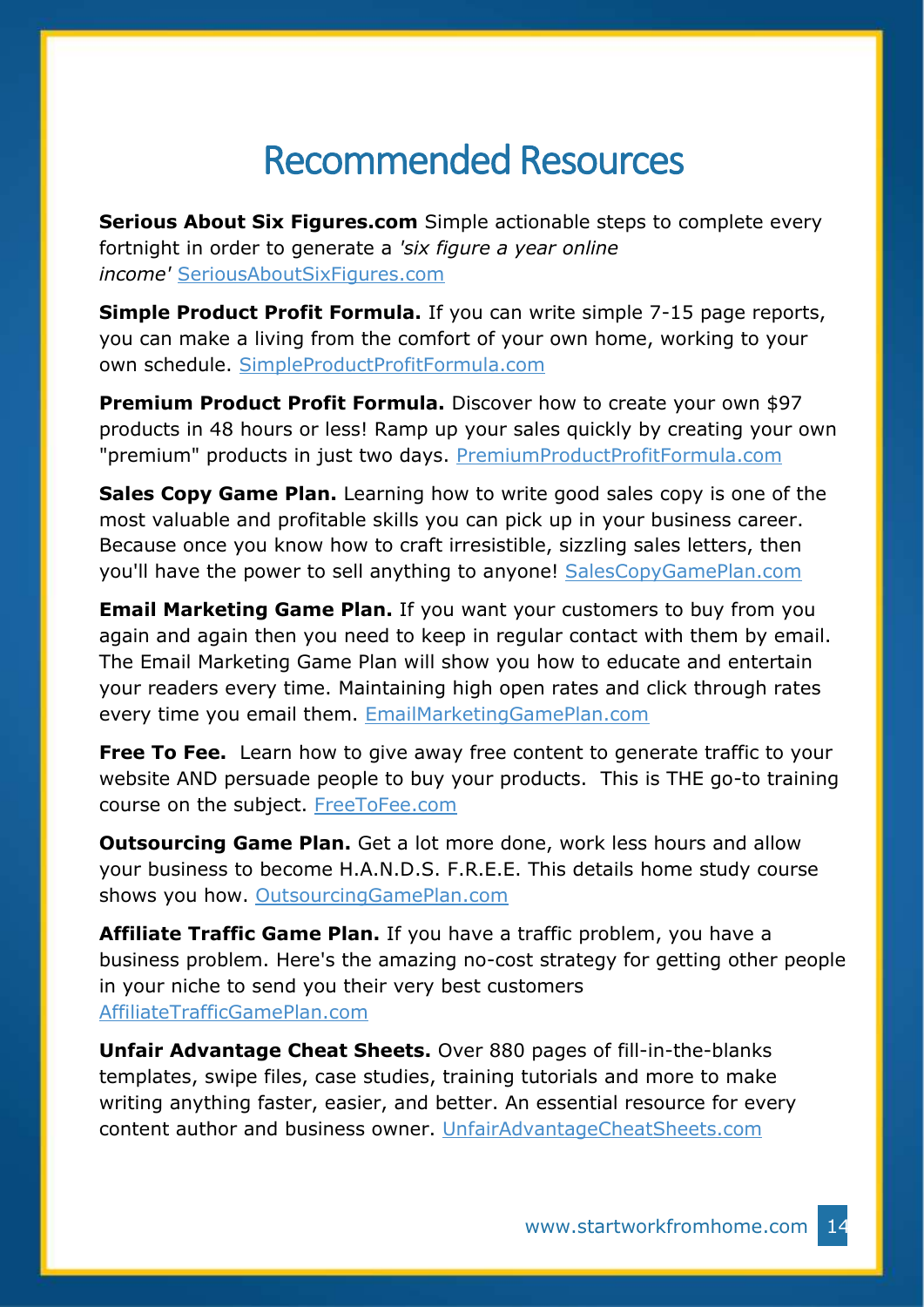# Recommended Resources

**Serious About Six Figures.com** Simple actionable steps to complete every fortnight in order to generate a *'six figure a year online income'* SeriousAboutSixFigures.com

**Simple Product Profit Formula.** If you can write simple 7-15 page reports, you can make a living from the comfort of your own home, working to your own schedule. SimpleProductProfitFormula.com

**Premium Product Profit Formula.** Discover how to create your own $97 products in 48 hours or less! Ramp up your sales quickly by creating your own "premium" products in just two days. PremiumProductProfitFormula.com

**Sales Copy Game Plan.** Learning how to write good sales copy is one of the most valuable and profitable skills you can pick up in your business career. Because once you know how to craft irresistible, sizzling sales letters, then you'll have the power to sell anything to anyone! SalesCopyGamePlan.com

**Email Marketing Game Plan.** If you want your customers to buy from you again and again then you need to keep in regular contact with them by email. The Email Marketing Game Plan will show you how to educate and entertain your readers every time. Maintaining high open rates and click through rates every time you email them. EmailMarketingGamePlan.com

**Free To Fee.** Learn how to give away free content to generate traffic to your website AND persuade people to buy your products. This is THE go-to training course on the subject. FreeToFee.com

**Outsourcing Game Plan.** Get a lot more done, work less hours and allow your business to become H.A.N.D.S. F.R.E.E. This details home study course shows you how. OutsourcingGamePlan.com

**Affiliate Traffic Game Plan.** If you have a traffic problem, you have a business problem. Here's the amazing no-cost strategy for getting other people in your niche to send you their very best customers AffiliateTrafficGamePlan.com

**Unfair Advantage Cheat Sheets.** Over 880 pages of fill-in-the-blanks templates, swipe files, case studies, training tutorials and more to make writing anything faster, easier, and better. An essential resource for every content author and business owner. UnfairAdvantageCheatSheets.com